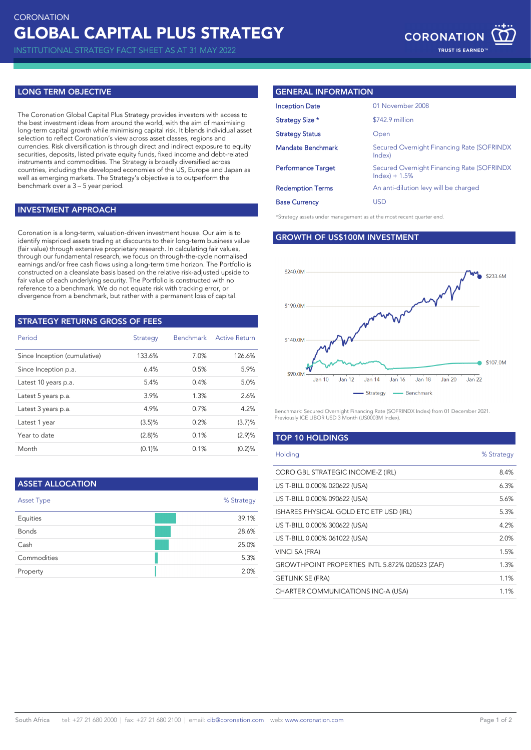CORONATION

# GLOBAL CAPITAL PLUS STRATEGY

INSTITUTIONAL STRATEGY FACT SHEET AS AT 31 MAY 2022

## LONG TERM OBJECTIVE

The Coronation Global Capital Plus Strategy provides investors with access to the best investment ideas from around the world, with the aim of maximising long-term capital growth while minimising capital risk. It blends individual asset selection to reflect Coronation's view across asset classes, regions and currencies. Risk diversification is through direct and indirect exposure to equity securities, deposits, listed private equity funds, fixed income and debt-related instruments and commodities. The Strategy is broadly diversified across countries, including the developed economies of the US, Europe and Japan as well as emerging markets. The Strategy's objective is to outperform the benchmark over a 3 – 5 year period.

## INVESTMENT APPROACH

Coronation is a long-term, valuation-driven investment house. Our aim is to identify mispriced assets trading at discounts to their long-term business value (fair value) through extensive proprietary research. In calculating fair values, through our fundamental research, we focus on through-the-cycle normalised earnings and/or free cash flows using a long-term time horizon. The Portfolio is constructed on a cleanslate basis based on the relative risk-adjusted upside to fair value of each underlying security. The Portfolio is constructed with no reference to a benchmark. We do not equate risk with tracking error, or divergence from a benchmark, but rather with a permanent loss of capital.

## STRATEGY RETURNS GROSS OF FEES

| Period | Strategy | Benchmark | Active Return |
|---|---|---|---|
| Since Inception (cumulative) | 133.6% | 7.0% | 126.6% |
| Since Inception p.a. | 6.4% | 0.5% | 5.9% |
| Latest 10 years p.a. | 5.4% | 0.4% | 5.0% |
| Latest 5 years p.a. | 3.9% | 1.3% | 2.6% |
| Latest 3 years p.a. | 4.9% | 0.7% | 4.2% |
| Latest 1 year | (3.5)% | 0.2% | (3.7)% |
| Year to date | (2.8)% | 0.1% | (2.9)% |
| Month | (0.1)% | 0.1% | (0.2)% |

## ASSET ALLOCATION

| Asset Type | % Strategy |
|---|---|
| Equities | 39.1% |
| Bonds | 28.6% |
| Cash | 25.0% |
| Commodities | 5.3% |
| Property | 2.0% |

## GENERAL INFORMATION

| | |
|---|---|
| Inception Date | 01 November 2008 |
| Strategy Size * | $742.9 million |
| Strategy Status | Open |
| Mandate Benchmark | Secured Overnight Financing Rate (SOFRINDX Index) |
| Performance Target | Secured Overnight Financing Rate (SOFRINDX Index) + 1.5% |
| Redemption Terms | An anti-dilution levy will be charged |
| Base Currency | USD |

*Strategy assets under management as at the most recent quarter end.

## GROWTH OF US$100M INVESTMENT

Strategy: $233.6M; Benchmark: $107.0M

Benchmark: Secured Overnight Financing Rate (SOFRINDX Index) from 01 December 2021. Previously ICE LIBOR USD 3 Month (US0003M Index).

## TOP 10 HOLDINGS

| Holding | % Strategy |
|---|---|
| CORO GBL STRATEGIC INCOME-Z (IRL) | 8.4% |
| US T-BILL 0.000% 020622 (USA) | 6.3% |
| US T-BILL 0.000% 090622 (USA) | 5.6% |
| ISHARES PHYSICAL GOLD ETC ETP USD (IRL) | 5.3% |
| US T-BILL 0.000% 300622 (USA) | 4.2% |
| US T-BILL 0.000% 061022 (USA) | 2.0% |
| VINCI SA (FRA) | 1.5% |
| GROWTHPOINT PROPERTIES INTL 5.872% 020523 (ZAF) | 1.3% |
| GETLINK SE (FRA) | 1.1% |
| CHARTER COMMUNICATIONS INC-A (USA) | 1.1% |

South Africa tel: +27 21 680 2000 | fax: +27 21 680 2100 | email: cib@coronation.com | web: www.coronation.com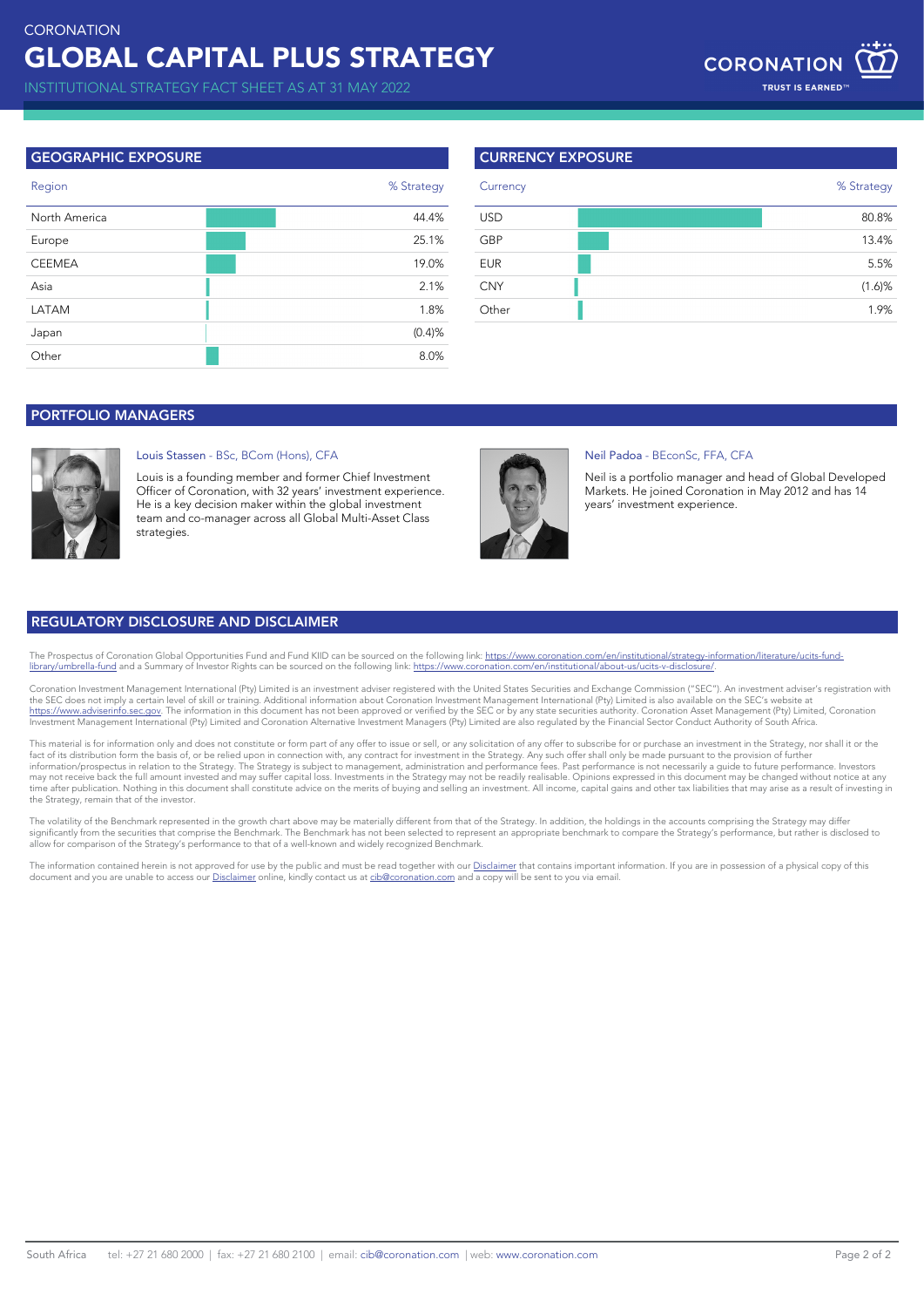CORONATION

# GLOBAL CAPITAL PLUS STRATEGY

INSTITUTIONAL STRATEGY FACT SHEET AS AT 31 MAY 2022

## GEOGRAPHIC EXPOSURE

| Region | % Strategy |
|---|---|
| North America | 44.4% |
| Europe | 25.1% |
| CEEMEA | 19.0% |
| Asia | 2.1% |
| LATAM | 1.8% |
| Japan | (0.4)% |
| Other | 8.0% |

## CURRENCY EXPOSURE

| Currency | % Strategy |
|---|---|
| USD | 80.8% |
| GBP | 13.4% |
| EUR | 5.5% |
| CNY | (1.6)% |
| Other | 1.9% |

## PORTFOLIO MANAGERS

**Louis Stassen** - BSc, BCom (Hons), CFA

Louis is a founding member and former Chief Investment Officer of Coronation, with 32 years' investment experience. He is a key decision maker within the global investment team and co-manager across all Global Multi-Asset Class strategies.

**Neil Padoa** - BEconSc, FFA, CFA

Neil is a portfolio manager and head of Global Developed Markets. He joined Coronation in May 2012 and has 14 years' investment experience.

## REGULATORY DISCLOSURE AND DISCLAIMER

The Prospectus of Coronation Global Opportunities Fund and Fund KIID can be sourced on the following link: https://www.coronation.com/en/institutional/strategy-information/literature/ucits-fund-library/umbrella-fund and a Summary of Investor Rights can be sourced on the following link: https://www.coronation.com/en/institutional/about-us/ucits-v-disclosure/.

Coronation Investment Management International (Pty) Limited is an investment adviser registered with the United States Securities and Exchange Commission ("SEC"). An investment adviser's registration with the SEC does not imply a certain level of skill or training. Additional information about Coronation Investment Management International (Pty) Limited is also available on the SEC's website at https://www.adviserinfo.sec.gov. The information in this document has not been approved or verified by the SEC or by any state securities authority. Coronation Asset Management (Pty) Limited, Coronation Investment Management International (Pty) Limited and Coronation Alternative Investment Managers (Pty) Limited are also regulated by the Financial Sector Conduct Authority of South Africa.

This material is for information only and does not constitute or form part of any offer to issue or sell, or any solicitation of any offer to subscribe for or purchase an investment in the Strategy, nor shall it or the fact of its distribution form the basis of, or be relied upon in connection with, any contract for investment in the Strategy. Any such offer shall only be made pursuant to the provision of further information/prospectus in relation to the Strategy. The Strategy is subject to management, administration and performance fees. Past performance is not necessarily a guide to future performance. Investors may not receive back the full amount invested and may suffer capital loss. Investments in the Strategy may not be readily realisable. Opinions expressed in this document may be changed without notice at any time after publication. Nothing in this document shall constitute advice on the merits of buying and selling an investment. All income, capital gains and other tax liabilities that may arise as a result of investing in the Strategy, remain that of the investor.

The volatility of the Benchmark represented in the growth chart above may be materially different from that of the Strategy. In addition, the holdings in the accounts comprising the Strategy may differ significantly from the securities that comprise the Benchmark. The Benchmark has not been selected to represent an appropriate benchmark to compare the Strategy's performance, but rather is disclosed to allow for comparison of the Strategy's performance to that of a well-known and widely recognized Benchmark.

The information contained herein is not approved for use by the public and must be read together with our Disclaimer that contains important information. If you are in possession of a physical copy of this document and you are unable to access our Disclaimer online, kindly contact us at cib@coronation.com and a copy will be sent to you via email.

South Africa tel: +27 21 680 2000 | fax: +27 21 680 2100 | email: cib@coronation.com | web: www.coronation.com